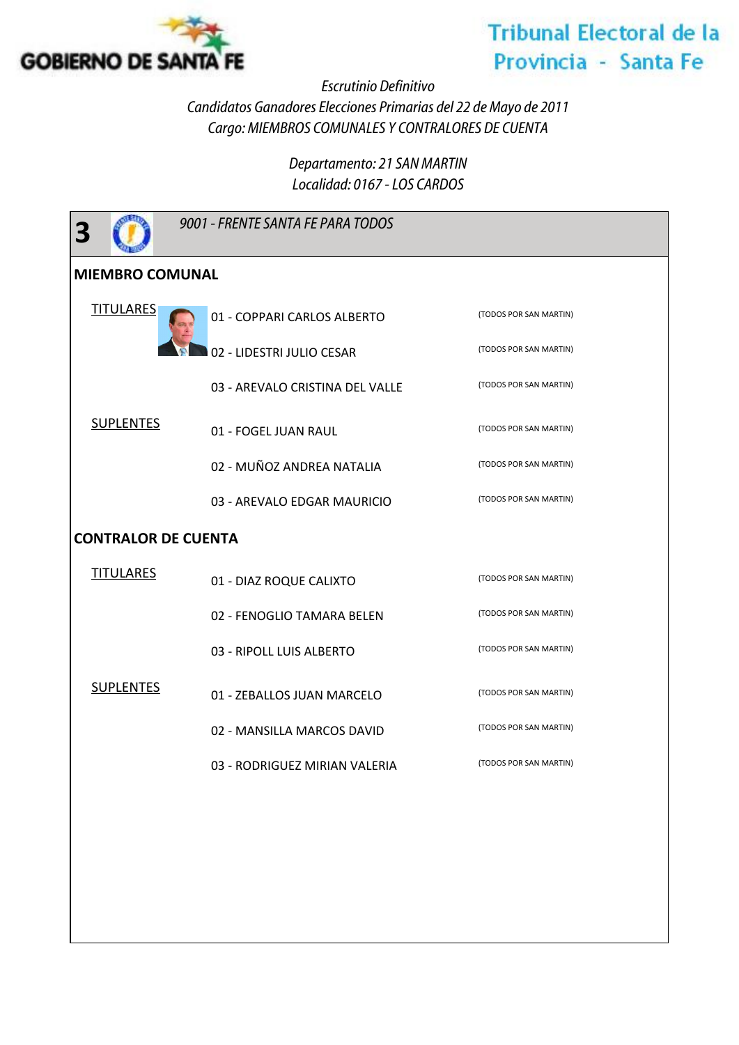GOBIERNO DE SANTA FE

Tribunal Electoral de la Provincia - Santa Fe

*Escrutinio Definitivo*

*Candidatos Ganadores Elecciones Primarias del 22 de Mayo de 2011*

*Cargo: MIEMBROS COMUNALES Y CONTRALORES DE CUENTA*

*Departamento: 21 SAN MARTIN*

*Localidad: 0167 - LOS CARDOS*

## 3 — *9001 - FRENTE SANTA FE PARA TODOS*

### MIEMBRO COMUNAL

| | Candidato | Lista |
|---|---|---|
| TITULARES | 01 - COPPARI CARLOS ALBERTO | (TODOS POR SAN MARTIN) |
| | 02 - LIDESTRI JULIO CESAR | (TODOS POR SAN MARTIN) |
| | 03 - AREVALO CRISTINA DEL VALLE | (TODOS POR SAN MARTIN) |
| SUPLENTES | 01 - FOGEL JUAN RAUL | (TODOS POR SAN MARTIN) |
| | 02 - MUÑOZ ANDREA NATALIA | (TODOS POR SAN MARTIN) |
| | 03 - AREVALO EDGAR MAURICIO | (TODOS POR SAN MARTIN) |

### CONTRALOR DE CUENTA

| | Candidato | Lista |
|---|---|---|
| TITULARES | 01 - DIAZ ROQUE CALIXTO | (TODOS POR SAN MARTIN) |
| | 02 - FENOGLIO TAMARA BELEN | (TODOS POR SAN MARTIN) |
| | 03 - RIPOLL LUIS ALBERTO | (TODOS POR SAN MARTIN) |
| SUPLENTES | 01 - ZEBALLOS JUAN MARCELO | (TODOS POR SAN MARTIN) |
| | 02 - MANSILLA MARCOS DAVID | (TODOS POR SAN MARTIN) |
| | 03 - RODRIGUEZ MIRIAN VALERIA | (TODOS POR SAN MARTIN) |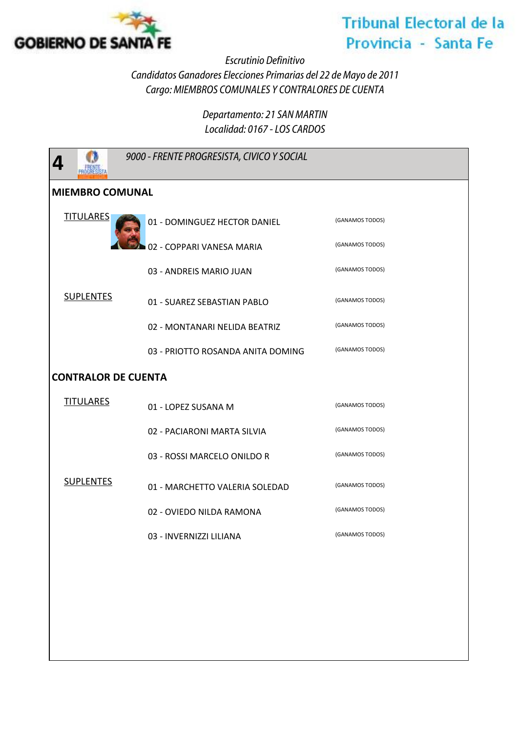GOBIERNO DE SANTA FE

Tribunal Electoral de la Provincia - Santa Fe

*Escrutinio Definitivo*

*Candidatos Ganadores Elecciones Primarias del 22 de Mayo de 2011*

*Cargo: MIEMBROS COMUNALES Y CONTRALORES DE CUENTA*

*Departamento: 21 SAN MARTIN*

*Localidad: 0167 - LOS CARDOS*

**4** *9000 - FRENTE PROGRESISTA, CIVICO Y SOCIAL*

## MIEMBRO COMUNAL

| | | |
|---|---|---|
| TITULARES | 01 - DOMINGUEZ HECTOR DANIEL | (GANAMOS TODOS) |
| | 02 - COPPARI VANESA MARIA | (GANAMOS TODOS) |
| | 03 - ANDREIS MARIO JUAN | (GANAMOS TODOS) |
| SUPLENTES | 01 - SUAREZ SEBASTIAN PABLO | (GANAMOS TODOS) |
| | 02 - MONTANARI NELIDA BEATRIZ | (GANAMOS TODOS) |
| | 03 - PRIOTTO ROSANDA ANITA DOMING | (GANAMOS TODOS) |

## CONTRALOR DE CUENTA

| | | |
|---|---|---|
| TITULARES | 01 - LOPEZ SUSANA M | (GANAMOS TODOS) |
| | 02 - PACIARONI MARTA SILVIA | (GANAMOS TODOS) |
| | 03 - ROSSI MARCELO ONILDO R | (GANAMOS TODOS) |
| SUPLENTES | 01 - MARCHETTO VALERIA SOLEDAD | (GANAMOS TODOS) |
| | 02 - OVIEDO NILDA RAMONA | (GANAMOS TODOS) |
| | 03 - INVERNIZZI LILIANA | (GANAMOS TODOS) |